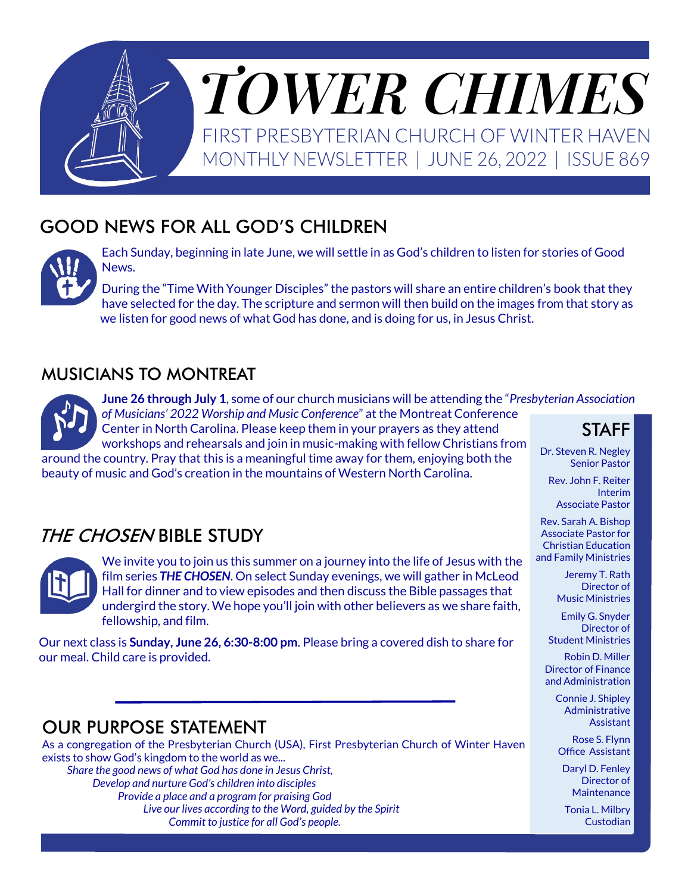# TOWER CHIMES

FIRST PRESBYTERIAN CHURCH OF WINTER HAVEN
MONTHLY NEWSLETTER | JUNE 26, 2022 | ISSUE 869

## GOOD NEWS FOR ALL GOD'S CHILDREN

Each Sunday, beginning in late June, we will settle in as God's children to listen for stories of Good News.

During the "Time With Younger Disciples" the pastors will share an entire children's book that they have selected for the day. The scripture and sermon will then build on the images from that story as we listen for good news of what God has done, and is doing for us, in Jesus Christ.

## MUSICIANS TO MONTREAT

**June 26 through July 1**, some of our church musicians will be attending the "*Presbyterian Association of Musicians' 2022 Worship and Music Conference*" at the Montreat Conference Center in North Carolina. Please keep them in your prayers as they attend workshops and rehearsals and join in music-making with fellow Christians from around the country. Pray that this is a meaningful time away for them, enjoying both the beauty of music and God's creation in the mountains of Western North Carolina.

## *THE CHOSEN* BIBLE STUDY

We invite you to join us this summer on a journey into the life of Jesus with the film series ***THE CHOSEN***. On select Sunday evenings, we will gather in McLeod Hall for dinner and to view episodes and then discuss the Bible passages that undergird the story. We hope you'll join with other believers as we share faith, fellowship, and film.

Our next class is **Sunday, June 26, 6:30-8:00 pm**. Please bring a covered dish to share for our meal. Child care is provided.

## OUR PURPOSE STATEMENT

As a congregation of the Presbyterian Church (USA), First Presbyterian Church of Winter Haven exists to show God's kingdom to the world as we...

*Share the good news of what God has done in Jesus Christ,*
*Develop and nurture God's children into disciples*
*Provide a place and a program for praising God*
*Live our lives according to the Word, guided by the Spirit*
*Commit to justice for all God's people.*

## STAFF

Dr. Steven R. Negley
Senior Pastor

Rev. John F. Reiter
Interim Associate Pastor

Rev. Sarah A. Bishop
Associate Pastor for Christian Education and Family Ministries

Jeremy T. Rath
Director of Music Ministries

Emily G. Snyder
Director of Student Ministries

Robin D. Miller
Director of Finance and Administration

Connie J. Shipley
Administrative Assistant

Rose S. Flynn
Office Assistant

Daryl D. Fenley
Director of Maintenance

Tonia L. Milbry
Custodian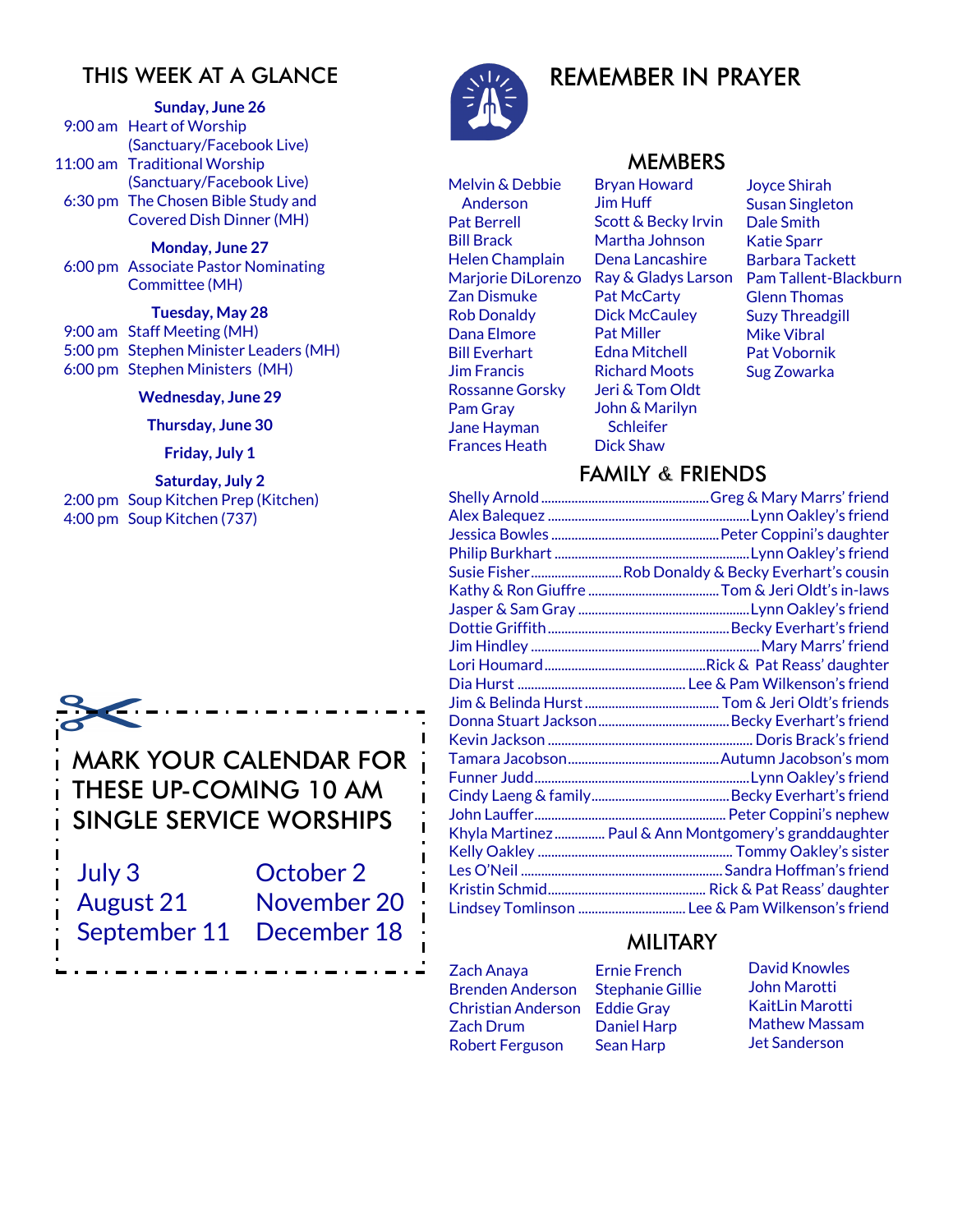## THIS WEEK AT A GLANCE

**Sunday, June 26**

- 9:00 am Heart of Worship (Sanctuary/Facebook Live)
- 11:00 am Traditional Worship (Sanctuary/Facebook Live)
- 6:30 pm The Chosen Bible Study and Covered Dish Dinner (MH)

**Monday, June 27**

- 6:00 pm Associate Pastor Nominating Committee (MH)

**Tuesday, May 28**

- 9:00 am Staff Meeting (MH)
- 5:00 pm Stephen Minister Leaders (MH)
- 6:00 pm Stephen Ministers (MH)

**Wednesday, June 29**

**Thursday, June 30**

**Friday, July 1**

**Saturday, July 2**

- 2:00 pm Soup Kitchen Prep (Kitchen)
- 4:00 pm Soup Kitchen (737)

## MARK YOUR CALENDAR FOR THESE UP-COMING 10 AM SINGLE SERVICE WORSHIPS

| | |
|---|---|
| July 3 | October 2 |
| August 21 | November 20 |
| September 11 | December 18 |

## REMEMBER IN PRAYER

### MEMBERS

Melvin & Debbie Anderson
Pat Berrell
Bill Brack
Helen Champlain
Marjorie DiLorenzo
Zan Dismuke
Rob Donaldy
Dana Elmore
Bill Everhart
Jim Francis
Rossanne Gorsky
Pam Gray
Jane Hayman
Frances Heath
Bryan Howard
Jim Huff
Scott & Becky Irvin
Martha Johnson
Dena Lancashire
Ray & Gladys Larson
Pat McCarty
Dick McCauley
Pat Miller
Edna Mitchell
Richard Moots
Jeri & Tom Oldt
John & Marilyn Schleifer
Dick Shaw
Joyce Shirah
Susan Singleton
Dale Smith
Katie Sparr
Barbara Tackett
Pam Tallent-Blackburn
Glenn Thomas
Suzy Threadgill
Mike Vibral
Pat Vobornik
Sug Zowarka

### FAMILY & FRIENDS

- Shelly Arnold ........ Greg & Mary Marrs' friend
- Alex Balequez ........ Lynn Oakley's friend
- Jessica Bowles ........ Peter Coppini's daughter
- Philip Burkhart ........ Lynn Oakley's friend
- Susie Fisher ........ Rob Donaldy & Becky Everhart's cousin
- Kathy & Ron Giuffre ........ Tom & Jeri Oldt's in-laws
- Jasper & Sam Gray ........ Lynn Oakley's friend
- Dottie Griffith ........ Becky Everhart's friend
- Jim Hindley ........ Mary Marrs' friend
- Lori Houmard ........ Rick & Pat Reass' daughter
- Dia Hurst ........ Lee & Pam Wilkenson's friend
- Jim & Belinda Hurst ........ Tom & Jeri Oldt's friends
- Donna Stuart Jackson ........ Becky Everhart's friend
- Kevin Jackson ........ Doris Brack's friend
- Tamara Jacobson ........ Autumn Jacobson's mom
- Funner Judd ........ Lynn Oakley's friend
- Cindy Laeng & family ........ Becky Everhart's friend
- John Lauffer ........ Peter Coppini's nephew
- Khyla Martinez ........ Paul & Ann Montgomery's granddaughter
- Kelly Oakley ........ Tommy Oakley's sister
- Les O'Neil ........ Sandra Hoffman's friend
- Kristin Schmid ........ Rick & Pat Reass' daughter
- Lindsey Tomlinson ........ Lee & Pam Wilkenson's friend

### MILITARY

Zach Anaya
Brenden Anderson
Christian Anderson
Zach Drum
Robert Ferguson
Ernie French
Stephanie Gillie
Eddie Gray
Daniel Harp
Sean Harp
David Knowles
John Marotti
KaitLin Marotti
Mathew Massam
Jet Sanderson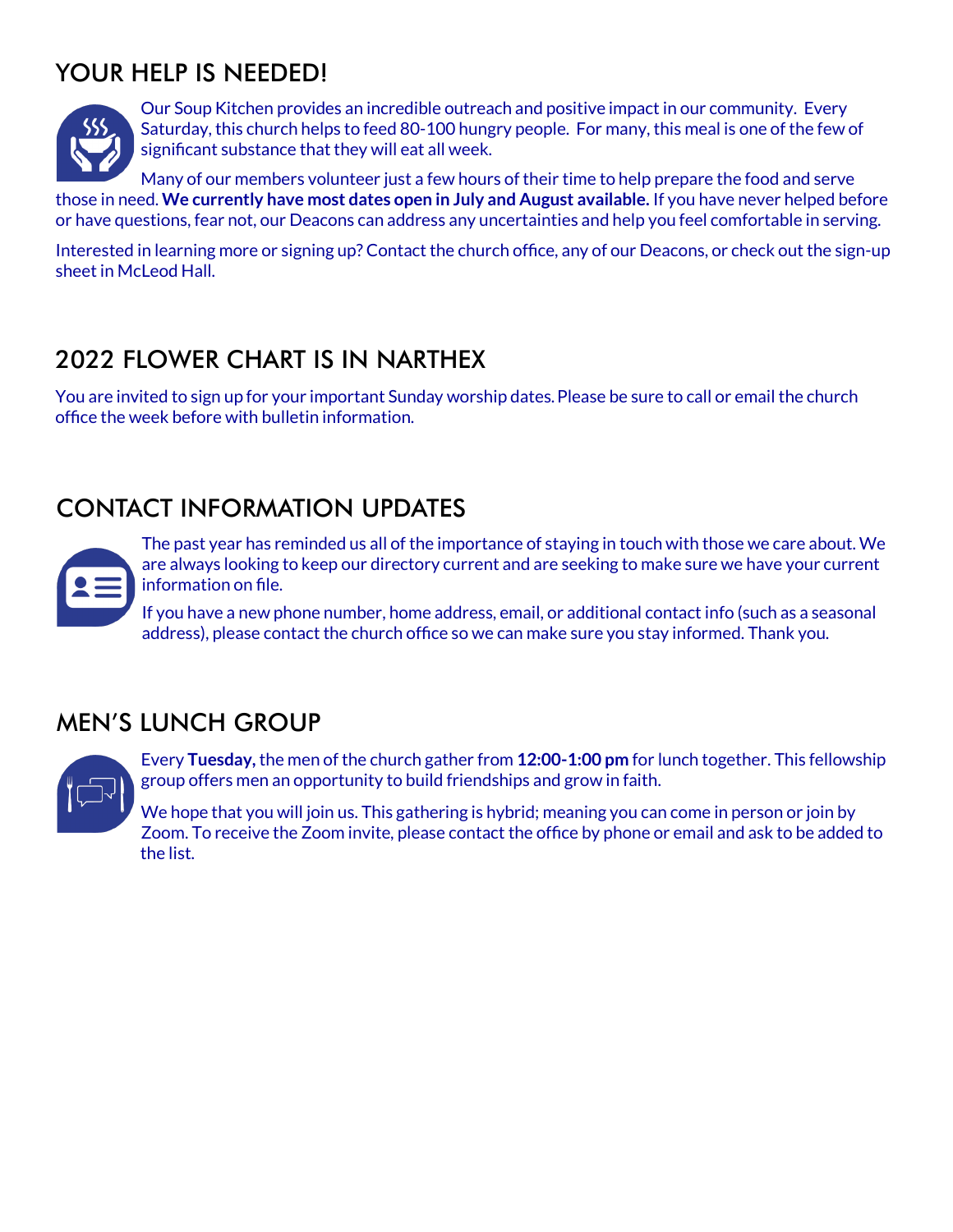## YOUR HELP IS NEEDED!

Our Soup Kitchen provides an incredible outreach and positive impact in our community. Every Saturday, this church helps to feed 80-100 hungry people. For many, this meal is one of the few of significant substance that they will eat all week.

Many of our members volunteer just a few hours of their time to help prepare the food and serve those in need. **We currently have most dates open in July and August available.** If you have never helped before or have questions, fear not, our Deacons can address any uncertainties and help you feel comfortable in serving.

Interested in learning more or signing up? Contact the church office, any of our Deacons, or check out the sign-up sheet in McLeod Hall.

## 2022 FLOWER CHART IS IN NARTHEX

You are invited to sign up for your important Sunday worship dates. Please be sure to call or email the church office the week before with bulletin information.

## CONTACT INFORMATION UPDATES

The past year has reminded us all of the importance of staying in touch with those we care about. We are always looking to keep our directory current and are seeking to make sure we have your current information on file.

If you have a new phone number, home address, email, or additional contact info (such as a seasonal address), please contact the church office so we can make sure you stay informed. Thank you.

## MEN'S LUNCH GROUP

Every **Tuesday,** the men of the church gather from **12:00-1:00 pm** for lunch together. This fellowship group offers men an opportunity to build friendships and grow in faith.

We hope that you will join us. This gathering is hybrid; meaning you can come in person or join by Zoom. To receive the Zoom invite, please contact the office by phone or email and ask to be added to the list.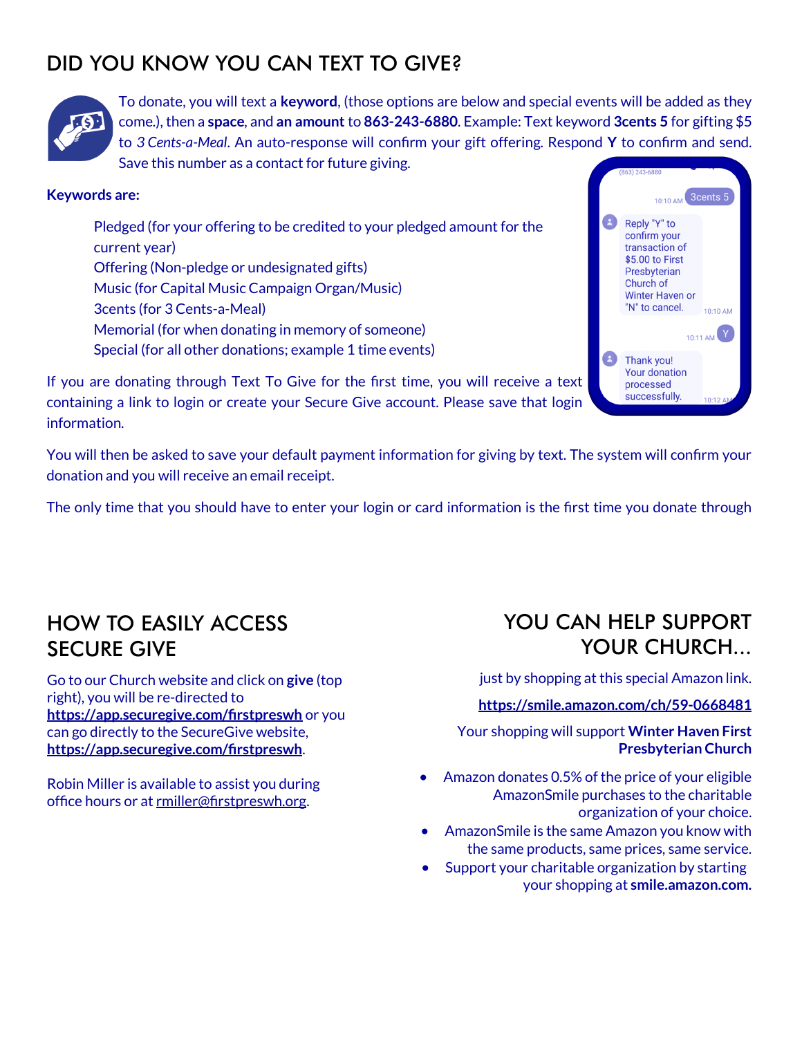## DID YOU KNOW YOU CAN TEXT TO GIVE?

To donate, you will text a **keyword**, (those options are below and special events will be added as they come.), then a **space**, and **an amount** to **863-243-6880**. Example: Text keyword **3cents 5** for gifting $5 to *3 Cents-a-Meal*. An auto-response will confirm your gift offering. Respond **Y** to confirm and send. Save this number as a contact for future giving.

**Keywords are:**

Pledged (for your offering to be credited to your pledged amount for the current year)
Offering (Non-pledge or undesignated gifts)
Music (for Capital Music Campaign Organ/Music)
3cents (for 3 Cents-a-Meal)
Memorial (for when donating in memory of someone)
Special (for all other donations; example 1 time events)

If you are donating through Text To Give for the first time, you will receive a text containing a link to login or create your Secure Give account. Please save that login information.

You will then be asked to save your default payment information for giving by text. The system will confirm your donation and you will receive an email receipt.

The only time that you should have to enter your login or card information is the first time you donate through

## HOW TO EASILY ACCESS SECURE GIVE

Go to our Church website and click on **give** (top right), you will be re-directed to **https://app.securegive.com/firstpreswh** or you can go directly to the SecureGive website, **https://app.securegive.com/firstpreswh**.

Robin Miller is available to assist you during office hours or at rmiller@firstpreswh.org.

## YOU CAN HELP SUPPORT YOUR CHURCH...

just by shopping at this special Amazon link.

**https://smile.amazon.com/ch/59-0668481**

Your shopping will support **Winter Haven First Presbyterian Church**

- Amazon donates 0.5% of the price of your eligible AmazonSmile purchases to the charitable organization of your choice.
- AmazonSmile is the same Amazon you know with the same products, same prices, same service.
- Support your charitable organization by starting your shopping at **smile.amazon.com.**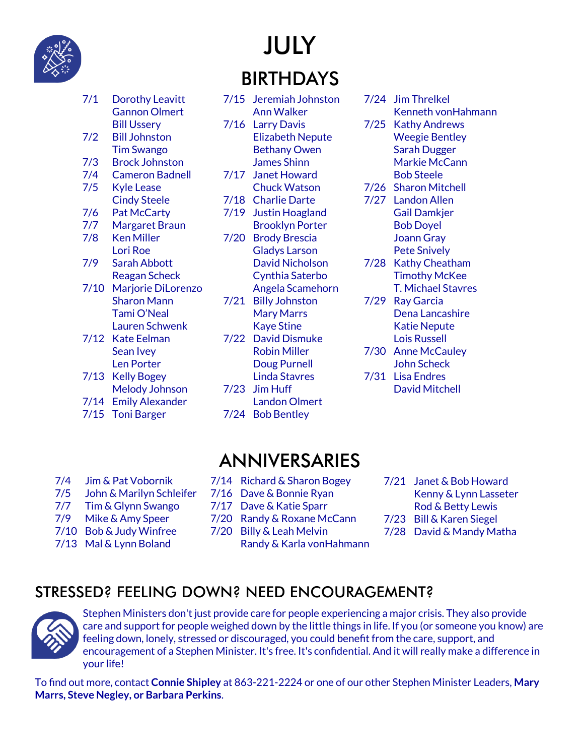# JULY

## BIRTHDAYS

7/1 Dorothy Leavitt
Gannon Olmert
Bill Ussery
7/2 Bill Johnston
Tim Swango
7/3 Brock Johnston
7/4 Cameron Badnell
7/5 Kyle Lease
Cindy Steele
7/6 Pat McCarty
7/7 Margaret Braun
7/8 Ken Miller
Lori Roe
7/9 Sarah Abbott
Reagan Scheck
7/10 Marjorie DiLorenzo
Sharon Mann
Tami O'Neal
Lauren Schwenk
7/12 Kate Eelman
Sean Ivey
Len Porter
7/13 Kelly Bogey
Melody Johnson
7/14 Emily Alexander
7/15 Toni Barger
7/15 Jeremiah Johnston
Ann Walker
7/16 Larry Davis
Elizabeth Nepute
Bethany Owen
James Shinn
7/17 Janet Howard
Chuck Watson
7/18 Charlie Darte
7/19 Justin Hoagland
Brooklyn Porter
7/20 Brody Brescia
Gladys Larson
David Nicholson
Cynthia Saterbo
Angela Scamehorn
7/21 Billy Johnston
Mary Marrs
Kaye Stine
7/22 David Dismuke
Robin Miller
Doug Purnell
Linda Stavres
7/23 Jim Huff
Landon Olmert
7/24 Bob Bentley
7/24 Jim Threlkel
Kenneth vonHahmann
7/25 Kathy Andrews
Weegie Bentley
Sarah Dugger
Markie McCann
Bob Steele
7/26 Sharon Mitchell
7/27 Landon Allen
Gail Damkjer
Bob Doyel
Joann Gray
Pete Snively
7/28 Kathy Cheatham
Timothy McKee
T. Michael Stavres
7/29 Ray Garcia
Dena Lancashire
Katie Nepute
Lois Russell
7/30 Anne McCauley
John Scheck
7/31 Lisa Endres
David Mitchell

## ANNIVERSARIES

7/4 Jim & Pat Vobornik
7/5 John & Marilyn Schleifer
7/7 Tim & Glynn Swango
7/9 Mike & Amy Speer
7/10 Bob & Judy Winfree
7/13 Mal & Lynn Boland
7/14 Richard & Sharon Bogey
7/16 Dave & Bonnie Ryan
7/17 Dave & Katie Sparr
7/20 Randy & Roxane McCann
7/20 Billy & Leah Melvin
Randy & Karla vonHahmann
7/21 Janet & Bob Howard
Kenny & Lynn Lasseter
Rod & Betty Lewis
7/23 Bill & Karen Siegel
7/28 David & Mandy Matha

## STRESSED? FEELING DOWN? NEED ENCOURAGEMENT?

Stephen Ministers don't just provide care for people experiencing a major crisis. They also provide care and support for people weighed down by the little things in life. If you (or someone you know) are feeling down, lonely, stressed or discouraged, you could benefit from the care, support, and encouragement of a Stephen Minister. It's free. It's confidential. And it will really make a difference in your life!

To find out more, contact **Connie Shipley** at 863-221-2224 or one of our other Stephen Minister Leaders, **Mary Marrs, Steve Negley, or Barbara Perkins**.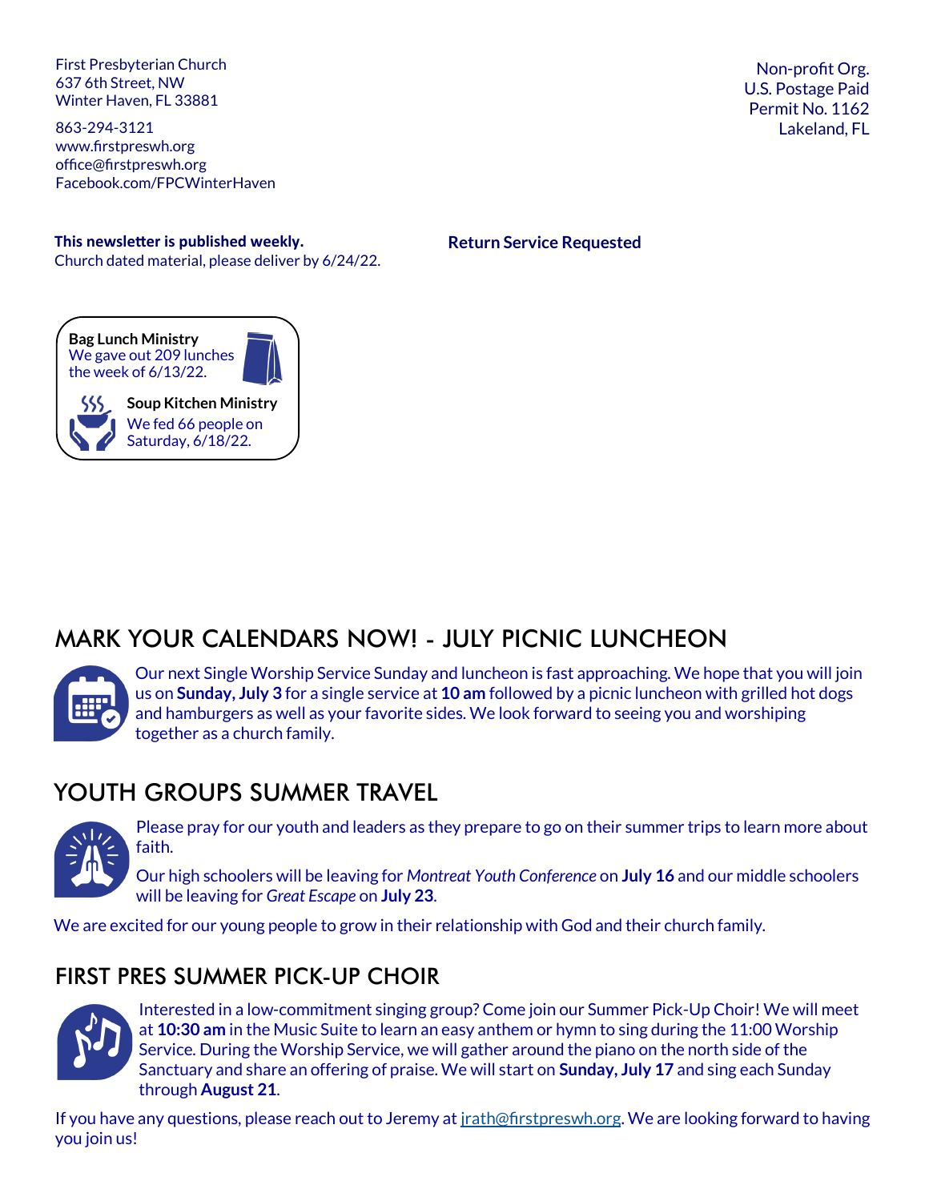First Presbyterian Church
637 6th Street, NW
Winter Haven, FL 33881

863-294-3121
www.firstpreswh.org
office@firstpreswh.org
Facebook.com/FPCWinterHaven

Non-profit Org.
U.S. Postage Paid
Permit No. 1162
Lakeland, FL

**This newsletter is published weekly.**
Church dated material, please deliver by 6/24/22.

**Return Service Requested**

**Bag Lunch Ministry**
We gave out 209 lunches the week of 6/13/22.

**Soup Kitchen Ministry**
We fed 66 people on Saturday, 6/18/22.

## MARK YOUR CALENDARS NOW! - JULY PICNIC LUNCHEON

Our next Single Worship Service Sunday and luncheon is fast approaching. We hope that you will join us on **Sunday, July 3** for a single service at **10 am** followed by a picnic luncheon with grilled hot dogs and hamburgers as well as your favorite sides. We look forward to seeing you and worshiping together as a church family.

## YOUTH GROUPS SUMMER TRAVEL

Please pray for our youth and leaders as they prepare to go on their summer trips to learn more about faith.

Our high schoolers will be leaving for *Montreat Youth Conference* on **July 16** and our middle schoolers will be leaving for *Great Escape* on **July 23**.

We are excited for our young people to grow in their relationship with God and their church family.

## FIRST PRES SUMMER PICK-UP CHOIR

Interested in a low-commitment singing group? Come join our Summer Pick-Up Choir! We will meet at **10:30 am** in the Music Suite to learn an easy anthem or hymn to sing during the 11:00 Worship Service. During the Worship Service, we will gather around the piano on the north side of the Sanctuary and share an offering of praise. We will start on **Sunday, July 17** and sing each Sunday through **August 21**.

If you have any questions, please reach out to Jeremy at jrath@firstpreswh.org. We are looking forward to having you join us!